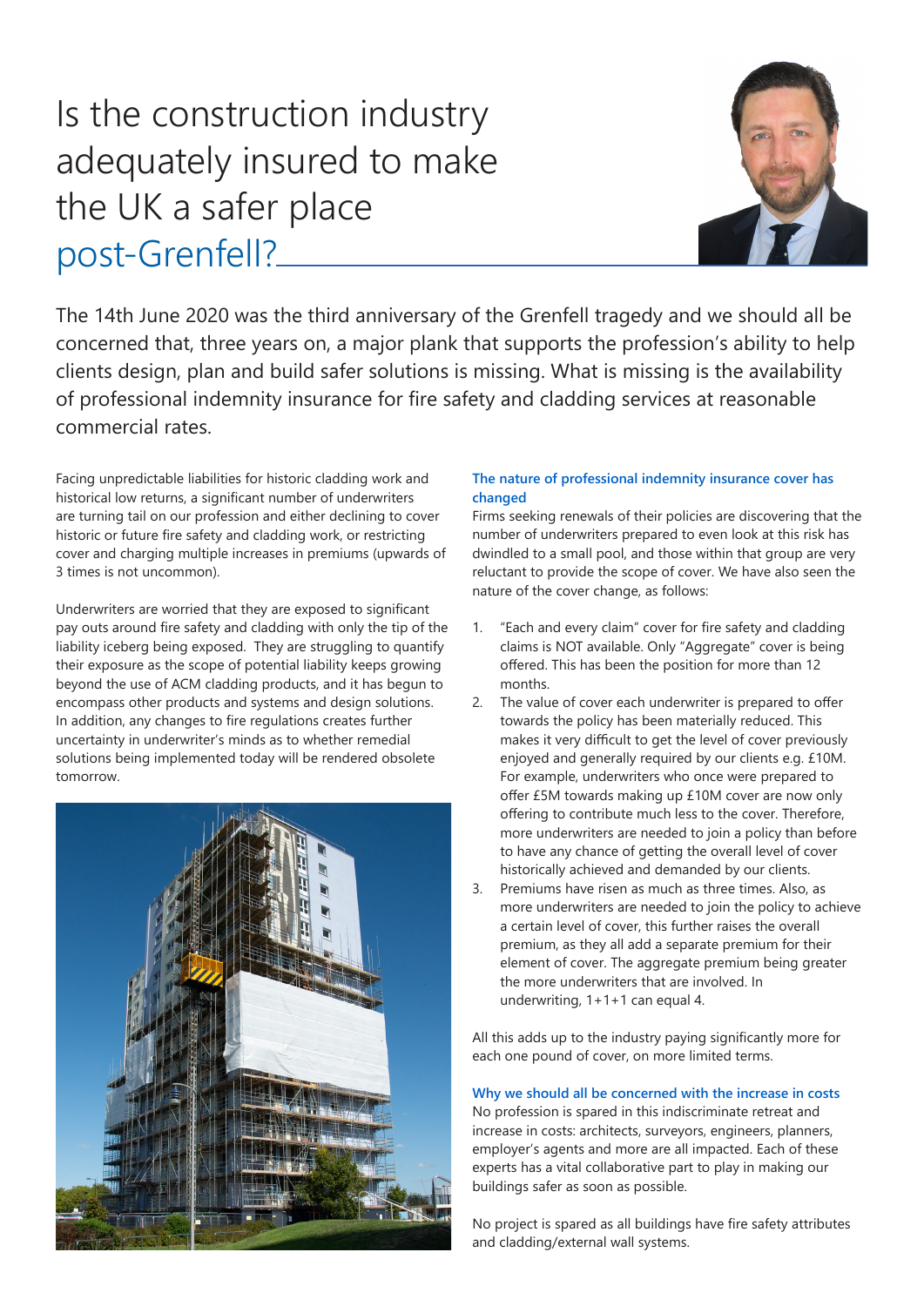# Is the construction industry adequately insured to make the UK a safer place post-Grenfell?

The 14th June 2020 was the third anniversary of the Grenfell tragedy and we should all be concerned that, three years on, a major plank that supports the profession's ability to help clients design, plan and build safer solutions is missing. What is missing is the availability of professional indemnity insurance for fire safety and cladding services at reasonable commercial rates.

Facing unpredictable liabilities for historic cladding work and historical low returns, a significant number of underwriters are turning tail on our profession and either declining to cover historic or future fire safety and cladding work, or restricting cover and charging multiple increases in premiums (upwards of 3 times is not uncommon).

Underwriters are worried that they are exposed to significant pay outs around fire safety and cladding with only the tip of the liability iceberg being exposed. They are struggling to quantify their exposure as the scope of potential liability keeps growing beyond the use of ACM cladding products, and it has begun to encompass other products and systems and design solutions. In addition, any changes to fire regulations creates further uncertainty in underwriter's minds as to whether remedial solutions being implemented today will be rendered obsolete tomorrow.

### The nature of professional indemnity insurance cover has changed

Firms seeking renewals of their policies are discovering that the number of underwriters prepared to even look at this risk has dwindled to a small pool, and those within that group are very reluctant to provide the scope of cover. We have also seen the nature of the cover change, as follows:

1. "Each and every claim" cover for fire safety and cladding claims is NOT available. Only "Aggregate" cover is being offered. This has been the position for more than 12 months.
2. The value of cover each underwriter is prepared to offer towards the policy has been materially reduced. This makes it very difficult to get the level of cover previously enjoyed and generally required by our clients e.g. £10M. For example, underwriters who once were prepared to offer £5M towards making up £10M cover are now only offering to contribute much less to the cover. Therefore, more underwriters are needed to join a policy than before to have any chance of getting the overall level of cover historically achieved and demanded by our clients.
3. Premiums have risen as much as three times. Also, as more underwriters are needed to join the policy to achieve a certain level of cover, this further raises the overall premium, as they all add a separate premium for their element of cover. The aggregate premium being greater the more underwriters that are involved. In underwriting, 1+1+1 can equal 4.

All this adds up to the industry paying significantly more for each one pound of cover, on more limited terms.

### Why we should all be concerned with the increase in costs

No profession is spared in this indiscriminate retreat and increase in costs: architects, surveyors, engineers, planners, employer's agents and more are all impacted. Each of these experts has a vital collaborative part to play in making our buildings safer as soon as possible.

No project is spared as all buildings have fire safety attributes and cladding/external wall systems.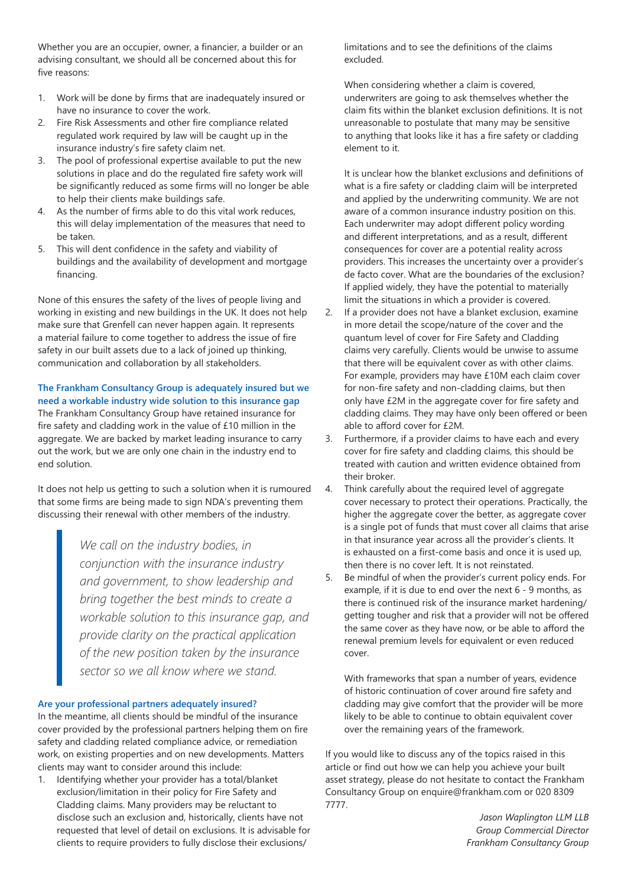Whether you are an occupier, owner, a financier, a builder or an advising consultant, we should all be concerned about this for five reasons:

1. Work will be done by firms that are inadequately insured or have no insurance to cover the work.
2. Fire Risk Assessments and other fire compliance related regulated work required by law will be caught up in the insurance industry's fire safety claim net.
3. The pool of professional expertise available to put the new solutions in place and do the regulated fire safety work will be significantly reduced as some firms will no longer be able to help their clients make buildings safe.
4. As the number of firms able to do this vital work reduces, this will delay implementation of the measures that need to be taken.
5. This will dent confidence in the safety and viability of buildings and the availability of development and mortgage financing.

None of this ensures the safety of the lives of people living and working in existing and new buildings in the UK. It does not help make sure that Grenfell can never happen again. It represents a material failure to come together to address the issue of fire safety in our built assets due to a lack of joined up thinking, communication and collaboration by all stakeholders.

### The Frankham Consultancy Group is adequately insured but we need a workable industry wide solution to this insurance gap

The Frankham Consultancy Group have retained insurance for fire safety and cladding work in the value of £10 million in the aggregate. We are backed by market leading insurance to carry out the work, but we are only one chain in the industry end to end solution.

It does not help us getting to such a solution when it is rumoured that some firms are being made to sign NDA's preventing them discussing their renewal with other members of the industry.

> *We call on the industry bodies, in conjunction with the insurance industry and government, to show leadership and bring together the best minds to create a workable solution to this insurance gap, and provide clarity on the practical application of the new position taken by the insurance sector so we all know where we stand.*

### Are your professional partners adequately insured?

In the meantime, all clients should be mindful of the insurance cover provided by the professional partners helping them on fire safety and cladding related compliance advice, or remediation work, on existing properties and on new developments. Matters clients may want to consider around this include:

1. Identifying whether your provider has a total/blanket exclusion/limitation in their policy for Fire Safety and Cladding claims. Many providers may be reluctant to disclose such an exclusion and, historically, clients have not requested that level of detail on exclusions. It is advisable for clients to require providers to fully disclose their exclusions/limitations and to see the definitions of the claims excluded.

   When considering whether a claim is covered, underwriters are going to ask themselves whether the claim fits within the blanket exclusion definitions. It is not unreasonable to postulate that many may be sensitive to anything that looks like it has a fire safety or cladding element to it.

   It is unclear how the blanket exclusions and definitions of what is a fire safety or cladding claim will be interpreted and applied by the underwriting community. We are not aware of a common insurance industry position on this. Each underwriter may adopt different policy wording and different interpretations, and as a result, different consequences for cover are a potential reality across providers. This increases the uncertainty over a provider's de facto cover. What are the boundaries of the exclusion? If applied widely, they have the potential to materially limit the situations in which a provider is covered.
2. If a provider does not have a blanket exclusion, examine in more detail the scope/nature of the cover and the quantum level of cover for Fire Safety and Cladding claims very carefully. Clients would be unwise to assume that there will be equivalent cover as with other claims. For example, providers may have £10M each claim cover for non-fire safety and non-cladding claims, but then only have £2M in the aggregate cover for fire safety and cladding claims. They may have only been offered or been able to afford cover for £2M.
3. Furthermore, if a provider claims to have each and every cover for fire safety and cladding claims, this should be treated with caution and written evidence obtained from their broker.
4. Think carefully about the required level of aggregate cover necessary to protect their operations. Practically, the higher the aggregate cover the better, as aggregate cover is a single pot of funds that must cover all claims that arise in that insurance year across all the provider's clients. It is exhausted on a first-come basis and once it is used up, then there is no cover left. It is not reinstated.
5. Be mindful of when the provider's current policy ends. For example, if it is due to end over the next 6 - 9 months, as there is continued risk of the insurance market hardening/getting tougher and risk that a provider will not be offered the same cover as they have now, or be able to afford the renewal premium levels for equivalent or even reduced cover.

   With frameworks that span a number of years, evidence of historic continuation of cover around fire safety and cladding may give comfort that the provider will be more likely to be able to continue to obtain equivalent cover over the remaining years of the framework.

If you would like to discuss any of the topics raised in this article or find out how we can help you achieve your built asset strategy, please do not hesitate to contact the Frankham Consultancy Group on enquire@frankham.com or 020 8309 7777.

*Jason Waplington LLM LLB*
*Group Commercial Director*
*Frankham Consultancy Group*